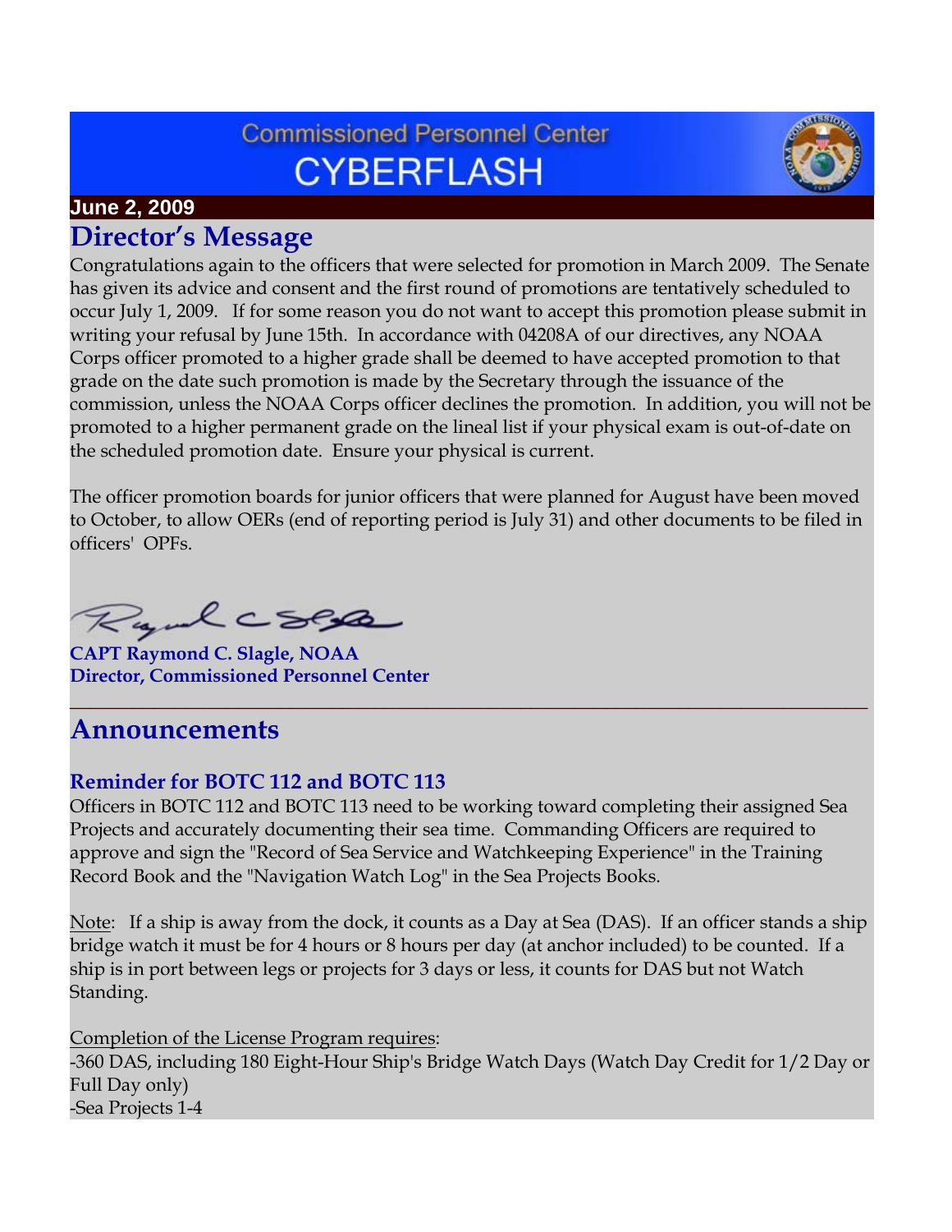# Commissioned Personnel Center CYBERFLASH

**June 2, 2009**

## Director's Message

Congratulations again to the officers that were selected for promotion in March 2009. The Senate has given its advice and consent and the first round of promotions are tentatively scheduled to occur July 1, 2009. If for some reason you do not want to accept this promotion please submit in writing your refusal by June 15th. In accordance with 04208A of our directives, any NOAA Corps officer promoted to a higher grade shall be deemed to have accepted promotion to that grade on the date such promotion is made by the Secretary through the issuance of the commission, unless the NOAA Corps officer declines the promotion. In addition, you will not be promoted to a higher permanent grade on the lineal list if your physical exam is out-of-date on the scheduled promotion date. Ensure your physical is current.

The officer promotion boards for junior officers that were planned for August have been moved to October, to allow OERs (end of reporting period is July 31) and other documents to be filed in officers' OPFs.

**CAPT Raymond C. Slagle, NOAA**
**Director, Commissioned Personnel Center**

---

## Announcements

### Reminder for BOTC 112 and BOTC 113

Officers in BOTC 112 and BOTC 113 need to be working toward completing their assigned Sea Projects and accurately documenting their sea time. Commanding Officers are required to approve and sign the "Record of Sea Service and Watchkeeping Experience" in the Training Record Book and the "Navigation Watch Log" in the Sea Projects Books.

<u>Note</u>: If a ship is away from the dock, it counts as a Day at Sea (DAS). If an officer stands a ship bridge watch it must be for 4 hours or 8 hours per day (at anchor included) to be counted. If a ship is in port between legs or projects for 3 days or less, it counts for DAS but not Watch Standing.

<u>Completion of the License Program requires</u>:

- 360 DAS, including 180 Eight-Hour Ship's Bridge Watch Days (Watch Day Credit for 1/2 Day or Full Day only)
- Sea Projects 1-4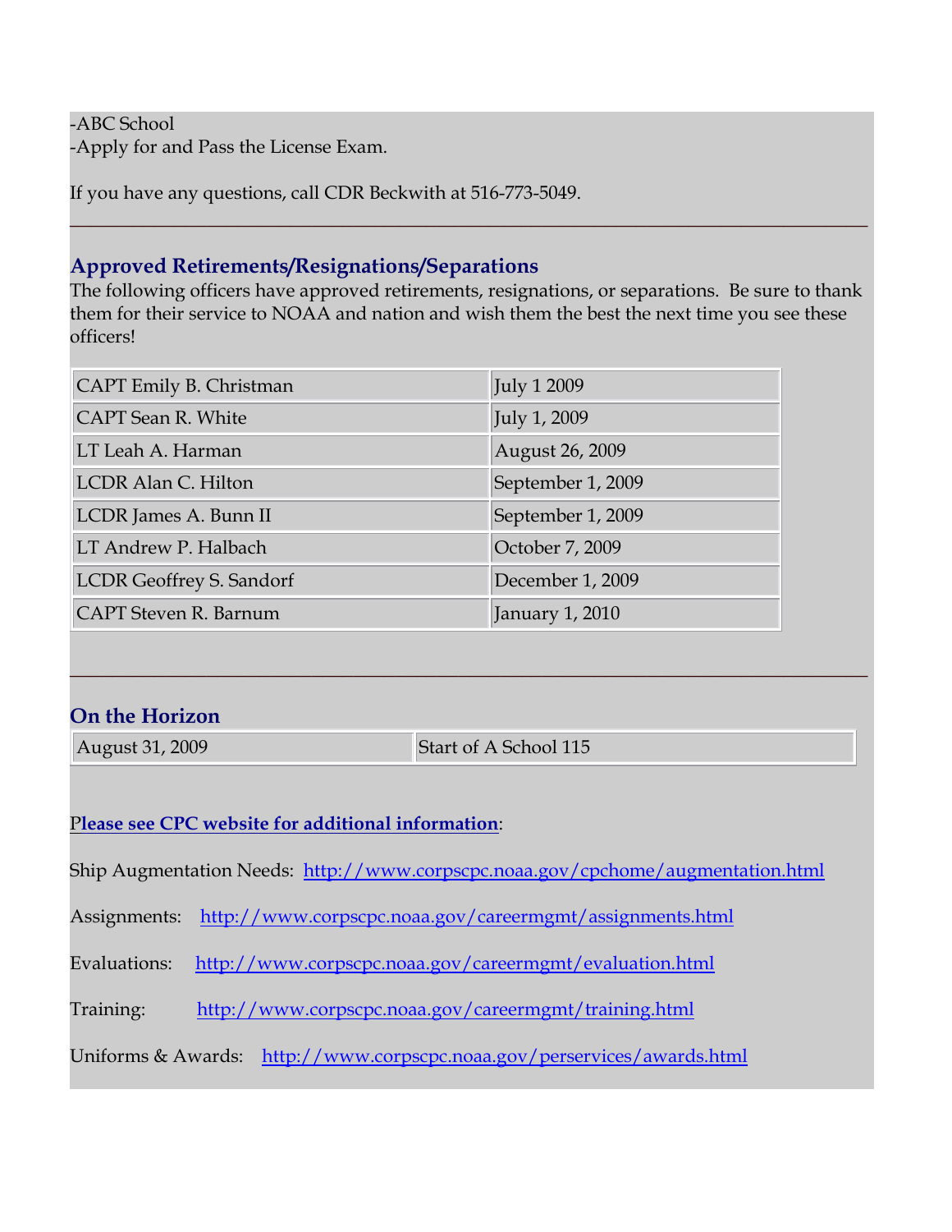-ABC School
-Apply for and Pass the License Exam.

If you have any questions, call CDR Beckwith at 516-773-5049.

---

## Approved Retirements/Resignations/Separations

The following officers have approved retirements, resignations, or separations. Be sure to thank them for their service to NOAA and nation and wish them the best the next time you see these officers!

| | |
|---|---|
| CAPT Emily B. Christman | July 1 2009 |
| CAPT Sean R. White | July 1, 2009 |
| LT Leah A. Harman | August 26, 2009 |
| LCDR Alan C. Hilton | September 1, 2009 |
| LCDR James A. Bunn II | September 1, 2009 |
| LT Andrew P. Halbach | October 7, 2009 |
| LCDR Geoffrey S. Sandorf | December 1, 2009 |
| CAPT Steven R. Barnum | January 1, 2010 |

---

## On the Horizon

| | |
|---|---|
| August 31, 2009 | Start of A School 115 |

**Please see CPC website for additional information**:

Ship Augmentation Needs: http://www.corpscpc.noaa.gov/cpchome/augmentation.html

Assignments: http://www.corpscpc.noaa.gov/careermgmt/assignments.html

Evaluations: http://www.corpscpc.noaa.gov/careermgmt/evaluation.html

Training: http://www.corpscpc.noaa.gov/careermgmt/training.html

Uniforms & Awards: http://www.corpscpc.noaa.gov/perservices/awards.html